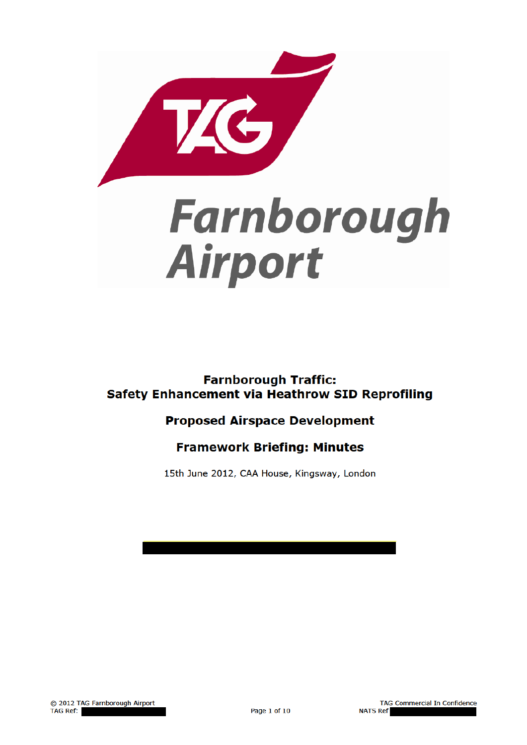# Farnborough Traffic: Safety Enhancement via Heathrow SID Reprofiling

## Proposed Airspace Development

## Framework Briefing: Minutes

15th June 2012, CAA House, Kingsway, London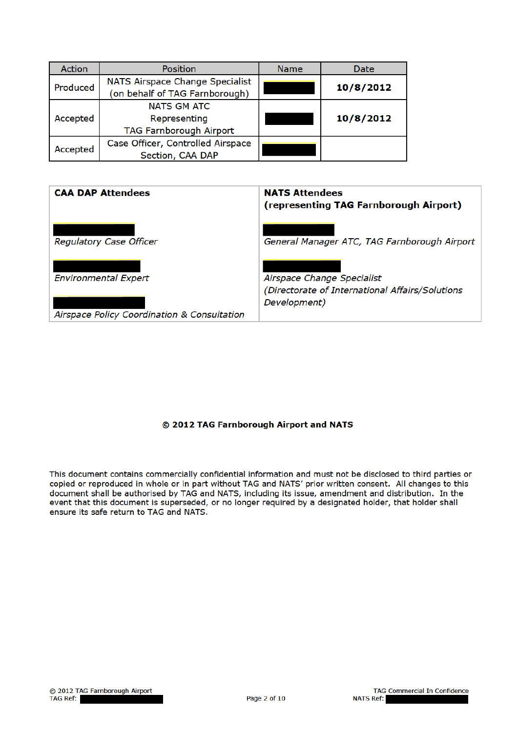| Action | Position | Name | Date |
|---|---|---|---|
| Produced | NATS Airspace Change Specialist (on behalf of TAG Farnborough) | | **10/8/2012** |
| Accepted | NATS GM ATC Representing TAG Farnborough Airport | | **10/8/2012** |
| Accepted | Case Officer, Controlled Airspace Section, CAA DAP | | |

| **CAA DAP Attendees** | **NATS Attendees (representing TAG Farnborough Airport)** |
|---|---|
| *Regulatory Case Officer* | *General Manager ATC, TAG Farnborough Airport* |
| *Environmental Expert* | *Airspace Change Specialist (Directorate of International Affairs/Solutions Development)* |
| *Airspace Policy Coordination & Consultation* | |

**© 2012 TAG Farnborough Airport and NATS**

This document contains commercially confidential information and must not be disclosed to third parties or copied or reproduced in whole or in part without TAG and NATS' prior written consent. All changes to this document shall be authorised by TAG and NATS, including its issue, amendment and distribution. In the event that this document is superseded, or no longer required by a designated holder, that holder shall ensure its safe return to TAG and NATS.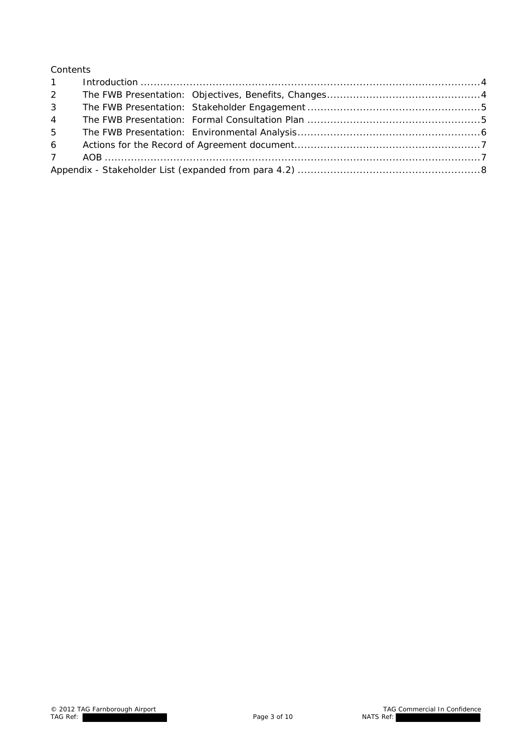Contents

| | | |
|---|---|---|
| 1 | Introduction | 4 |
| 2 | The FWB Presentation: Objectives, Benefits, Changes | 4 |
| 3 | The FWB Presentation: Stakeholder Engagement | 5 |
| 4 | The FWB Presentation: Formal Consultation Plan | 5 |
| 5 | The FWB Presentation: Environmental Analysis | 6 |
| 6 | Actions for the Record of Agreement document | 7 |
| 7 | AOB | 7 |
| Appendix - Stakeholder List (expanded from para 4.2) | | 8 |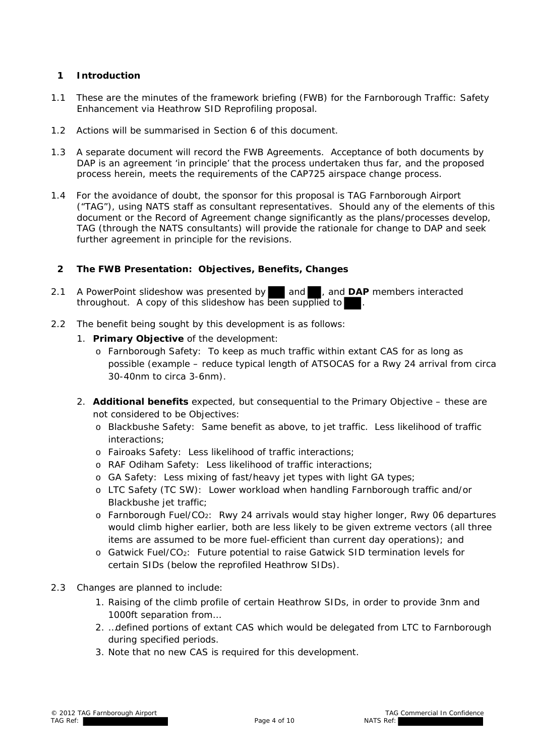## 1 Introduction

1.1 These are the minutes of the framework briefing (FWB) for the Farnborough Traffic: Safety Enhancement via Heathrow SID Reprofiling proposal.

1.2 Actions will be summarised in Section 6 of this document.

1.3 A separate document will record the FWB Agreements. Acceptance of both documents by DAP is an agreement 'in principle' that the process undertaken thus far, and the proposed process herein, meets the requirements of the CAP725 airspace change process.

1.4 For the avoidance of doubt, the sponsor for this proposal is TAG Farnborough Airport ("TAG"), using NATS staff as consultant representatives. Should any of the elements of this document or the Record of Agreement change significantly as the plans/processes develop, TAG (through the NATS consultants) will provide the rationale for change to DAP and seek further agreement in principle for the revisions.

## 2 The FWB Presentation: Objectives, Benefits, Changes

2.1 A PowerPoint slideshow was presented by ███ and ██, and **DAP** members interacted throughout. A copy of this slideshow has been supplied to ███.

2.2 The benefit being sought by this development is as follows:

1. **Primary Objective** of the development:
   - Farnborough Safety: To keep as much traffic within extant CAS for as long as possible (example – reduce typical length of ATSOCAS for a Rwy 24 arrival from circa 30-40nm to circa 3-6nm).

2. **Additional benefits** expected, but consequential to the Primary Objective – these are not considered to be Objectives:
   - Blackbushe Safety: Same benefit as above, to jet traffic. Less likelihood of traffic interactions;
   - Fairoaks Safety: Less likelihood of traffic interactions;
   - RAF Odiham Safety: Less likelihood of traffic interactions;
   - GA Safety: Less mixing of fast/heavy jet types with light GA types;
   - LTC Safety (TC SW): Lower workload when handling Farnborough traffic and/or Blackbushe jet traffic;
   - Farnborough Fuel/$CO_2$: Rwy 24 arrivals would stay higher longer, Rwy 06 departures would climb higher earlier, both are less likely to be given extreme vectors (all three items are assumed to be more fuel-efficient than current day operations); and
   - Gatwick Fuel/$CO_2$: Future potential to raise Gatwick SID termination levels for certain SIDs (below the reprofiled Heathrow SIDs).

2.3 Changes are planned to include:

1. Raising of the climb profile of certain Heathrow SIDs, in order to provide 3nm and 1000ft separation from…
2. …defined portions of extant CAS which would be delegated from LTC to Farnborough during specified periods.
3. Note that no new CAS is required for this development.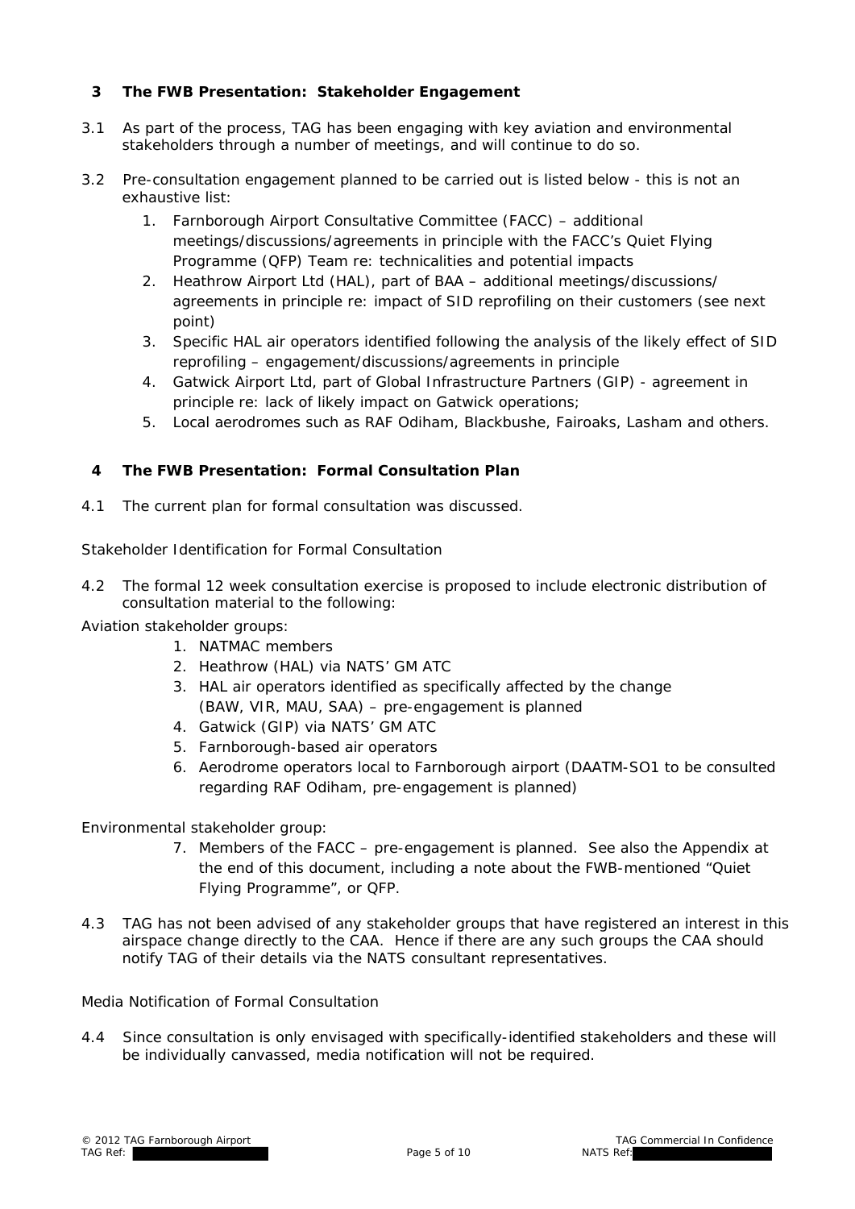## 3 The FWB Presentation: Stakeholder Engagement

3.1 As part of the process, TAG has been engaging with key aviation and environmental stakeholders through a number of meetings, and will continue to do so.

3.2 Pre-consultation engagement planned to be carried out is listed below - this is not an exhaustive list:

1. Farnborough Airport Consultative Committee (FACC) – additional meetings/discussions/agreements in principle with the FACC's Quiet Flying Programme (QFP) Team re: technicalities and potential impacts
2. Heathrow Airport Ltd (HAL), part of BAA – additional meetings/discussions/ agreements in principle re: impact of SID reprofiling on their customers (see next point)
3. Specific HAL air operators identified following the analysis of the likely effect of SID reprofiling – engagement/discussions/agreements in principle
4. Gatwick Airport Ltd, part of Global Infrastructure Partners (GIP) - agreement in principle re: lack of likely impact on Gatwick operations;
5. Local aerodromes such as RAF Odiham, Blackbushe, Fairoaks, Lasham and others.

## 4 The FWB Presentation: Formal Consultation Plan

4.1 The current plan for formal consultation was discussed.

Stakeholder Identification for Formal Consultation

4.2 The formal 12 week consultation exercise is proposed to include electronic distribution of consultation material to the following:

Aviation stakeholder groups:

1. NATMAC members
2. Heathrow (HAL) via NATS' GM ATC
3. HAL air operators identified as specifically affected by the change (BAW, VIR, MAU, SAA) – pre-engagement is planned
4. Gatwick (GIP) via NATS' GM ATC
5. Farnborough-based air operators
6. Aerodrome operators local to Farnborough airport (DAATM-SO1 to be consulted regarding RAF Odiham, pre-engagement is planned)

Environmental stakeholder group:

7. Members of the FACC – pre-engagement is planned. See also the Appendix at the end of this document, including a note about the FWB-mentioned "Quiet Flying Programme", or QFP.

4.3 TAG has not been advised of any stakeholder groups that have registered an interest in this airspace change directly to the CAA. Hence if there are any such groups the CAA should notify TAG of their details via the NATS consultant representatives.

Media Notification of Formal Consultation

4.4 Since consultation is only envisaged with specifically-identified stakeholders and these will be individually canvassed, media notification will not be required.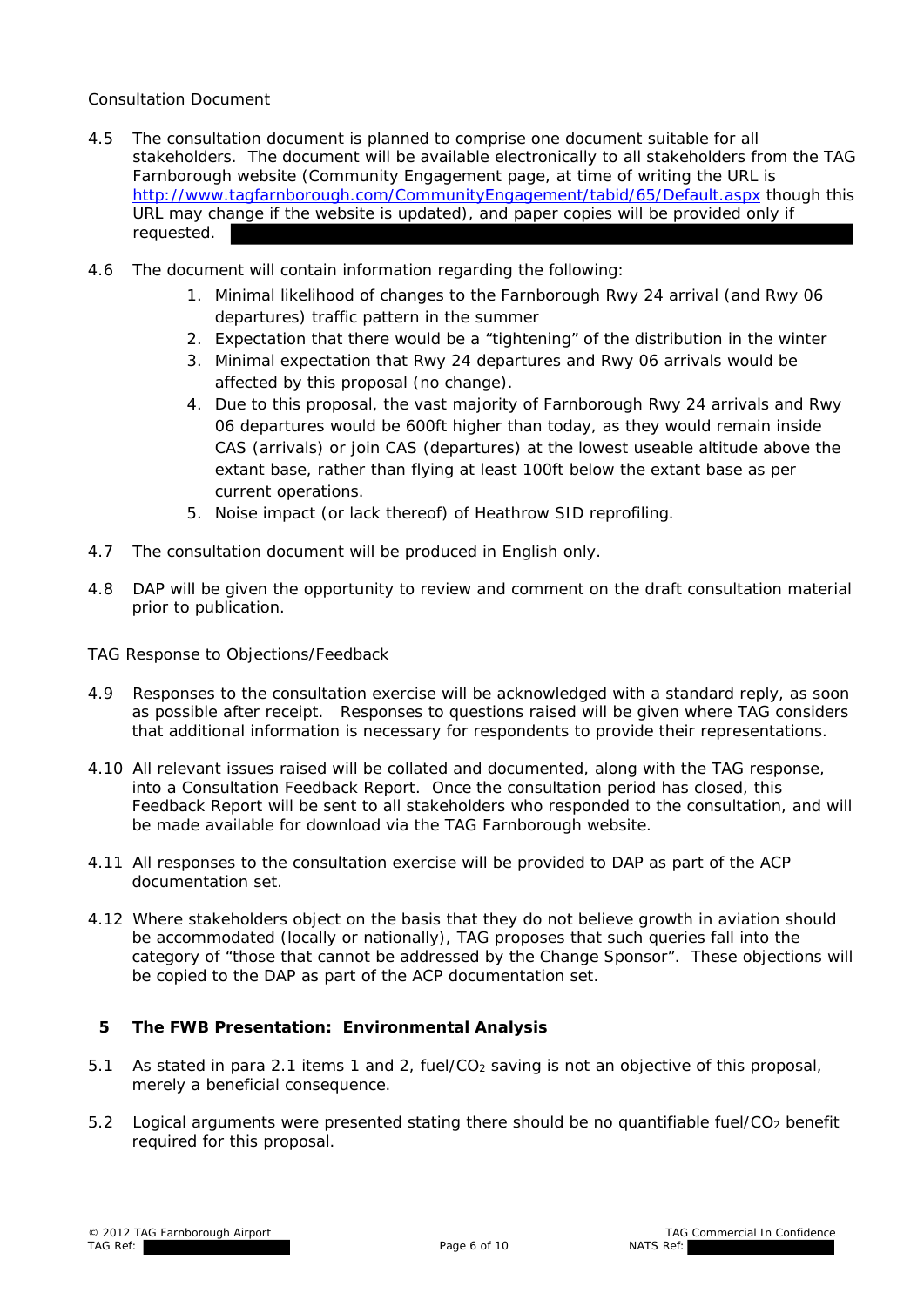Consultation Document

4.5 The consultation document is planned to comprise one document suitable for all stakeholders. The document will be available electronically to all stakeholders from the TAG Farnborough website (Community Engagement page, at time of writing the URL is [http://www.tagfarnborough.com/CommunityEngagement/tabid/65/Default.aspx](http://www.tagfarnborough.com/CommunityEngagement/tabid/65/Default.aspx) though this URL may change if the website is updated), and paper copies will be provided only if requested.

4.6 The document will contain information regarding the following:

1. Minimal likelihood of changes to the Farnborough Rwy 24 arrival (and Rwy 06 departures) traffic pattern in the summer
2. Expectation that there would be a "tightening" of the distribution in the winter
3. Minimal expectation that Rwy 24 departures and Rwy 06 arrivals would be affected by this proposal (no change).
4. Due to this proposal, the vast majority of Farnborough Rwy 24 arrivals and Rwy 06 departures would be 600ft higher than today, as they would remain inside CAS (arrivals) or join CAS (departures) at the lowest useable altitude above the extant base, rather than flying at least 100ft below the extant base as per current operations.
5. Noise impact (or lack thereof) of Heathrow SID reprofiling.

4.7 The consultation document will be produced in English only.

4.8 DAP will be given the opportunity to review and comment on the draft consultation material prior to publication.

TAG Response to Objections/Feedback

4.9 Responses to the consultation exercise will be acknowledged with a standard reply, as soon as possible after receipt. Responses to questions raised will be given where TAG considers that additional information is necessary for respondents to provide their representations.

4.10 All relevant issues raised will be collated and documented, along with the TAG response, into a Consultation Feedback Report. Once the consultation period has closed, this Feedback Report will be sent to all stakeholders who responded to the consultation, and will be made available for download via the TAG Farnborough website.

4.11 All responses to the consultation exercise will be provided to DAP as part of the ACP documentation set.

4.12 Where stakeholders object on the basis that they do not believe growth in aviation should be accommodated (locally or nationally), TAG proposes that such queries fall into the category of "those that cannot be addressed by the Change Sponsor". These objections will be copied to the DAP as part of the ACP documentation set.

## 5 The FWB Presentation: Environmental Analysis

5.1 As stated in para 2.1 items 1 and 2, fuel/$CO_2$ saving is not an objective of this proposal, merely a beneficial consequence.

5.2 Logical arguments were presented stating there should be no quantifiable fuel/$CO_2$ benefit required for this proposal.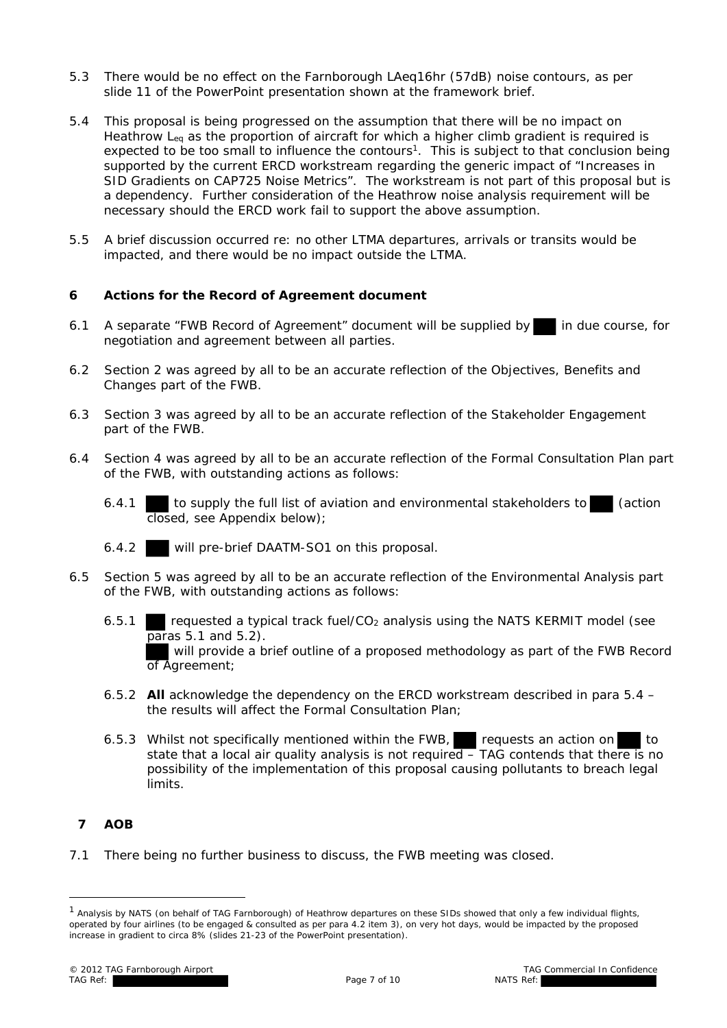5.3 There would be no effect on the Farnborough LAeq16hr (57dB) noise contours, as per slide 11 of the PowerPoint presentation shown at the framework brief.

5.4 This proposal is being progressed on the assumption that there will be no impact on Heathrow $L_{eq}$ as the proportion of aircraft for which a higher climb gradient is required is expected to be too small to influence the contours[1]. This is subject to that conclusion being supported by the current ERCD workstream regarding the generic impact of "Increases in SID Gradients on CAP725 Noise Metrics". The workstream is not part of this proposal but is a dependency. Further consideration of the Heathrow noise analysis requirement will be necessary should the ERCD work fail to support the above assumption.

5.5 A brief discussion occurred re: no other LTMA departures, arrivals or transits would be impacted, and there would be no impact outside the LTMA.

## 6 Actions for the Record of Agreement document

6.1 A separate "FWB Record of Agreement" document will be supplied by ███ in due course, for negotiation and agreement between all parties.

6.2 Section 2 was agreed by all to be an accurate reflection of the Objectives, Benefits and Changes part of the FWB.

6.3 Section 3 was agreed by all to be an accurate reflection of the Stakeholder Engagement part of the FWB.

6.4 Section 4 was agreed by all to be an accurate reflection of the Formal Consultation Plan part of the FWB, with outstanding actions as follows:

6.4.1 ███ to supply the full list of aviation and environmental stakeholders to ███ (action closed, see Appendix below);

6.4.2 ███ will pre-brief DAATM-SO1 on this proposal.

6.5 Section 5 was agreed by all to be an accurate reflection of the Environmental Analysis part of the FWB, with outstanding actions as follows:

6.5.1 ███ requested a typical track fuel/$CO_2$ analysis using the NATS KERMIT model (see paras 5.1 and 5.2).
███ will provide a brief outline of a proposed methodology as part of the FWB Record of Agreement;

6.5.2 **All** acknowledge the dependency on the ERCD workstream described in para 5.4 – the results will affect the Formal Consultation Plan;

6.5.3 Whilst not specifically mentioned within the FWB, ███ requests an action on ███ to state that a local air quality analysis is not required – TAG contends that there is no possibility of the implementation of this proposal causing pollutants to breach legal limits.

## 7 AOB

7.1 There being no further business to discuss, the FWB meeting was closed.

---

[1] Analysis by NATS (on behalf of TAG Farnborough) of Heathrow departures on these SIDs showed that only a few individual flights, operated by four airlines (to be engaged & consulted as per para 4.2 item 3), on very hot days, would be impacted by the proposed increase in gradient to circa 8% (slides 21-23 of the PowerPoint presentation).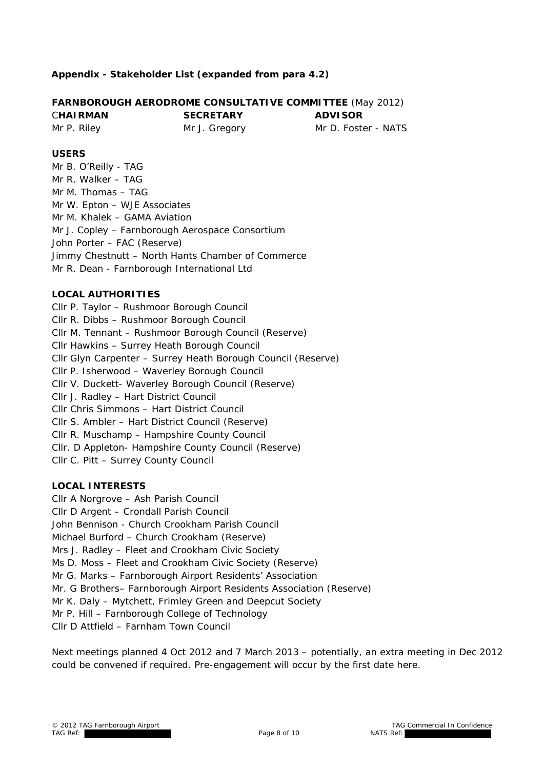**Appendix - Stakeholder List (expanded from para 4.2)**

**FARNBOROUGH AERODROME CONSULTATIVE COMMITTEE** (May 2012)

| C**HAIRMAN** | **SECRETARY** | **ADVISOR** |
|---|---|---|
| Mr P. Riley | Mr J. Gregory | Mr D. Foster - NATS |

**USERS**

Mr B. O'Reilly - TAG
Mr R. Walker – TAG
Mr M. Thomas – TAG
Mr W. Epton – WJE Associates
Mr M. Khalek – GAMA Aviation
Mr J. Copley – Farnborough Aerospace Consortium
John Porter – FAC (Reserve)
Jimmy Chestnutt – North Hants Chamber of Commerce
Mr R. Dean - Farnborough International Ltd

**LOCAL AUTHORITIES**

Cllr P. Taylor – Rushmoor Borough Council
Cllr R. Dibbs – Rushmoor Borough Council
Cllr M. Tennant – Rushmoor Borough Council (Reserve)
Cllr Hawkins – Surrey Heath Borough Council
Cllr Glyn Carpenter – Surrey Heath Borough Council (Reserve)
Cllr P. Isherwood – Waverley Borough Council
Cllr V. Duckett- Waverley Borough Council (Reserve)
Cllr J. Radley – Hart District Council
Cllr Chris Simmons – Hart District Council
Cllr S. Ambler – Hart District Council (Reserve)
Cllr R. Muschamp – Hampshire County Council
Cllr. D Appleton- Hampshire County Council (Reserve)
Cllr C. Pitt – Surrey County Council

**LOCAL INTERESTS**

Cllr A Norgrove – Ash Parish Council
Cllr D Argent – Crondall Parish Council
John Bennison - Church Crookham Parish Council
Michael Burford – Church Crookham (Reserve)
Mrs J. Radley – Fleet and Crookham Civic Society
Ms D. Moss – Fleet and Crookham Civic Society (Reserve)
Mr G. Marks – Farnborough Airport Residents' Association
Mr. G Brothers– Farnborough Airport Residents Association (Reserve)
Mr K. Daly – Mytchett, Frimley Green and Deepcut Society
Mr P. Hill – Farnborough College of Technology
Cllr D Attfield – Farnham Town Council

Next meetings planned 4 Oct 2012 and 7 March 2013 – potentially, an extra meeting in Dec 2012 could be convened if required. Pre-engagement will occur by the first date here.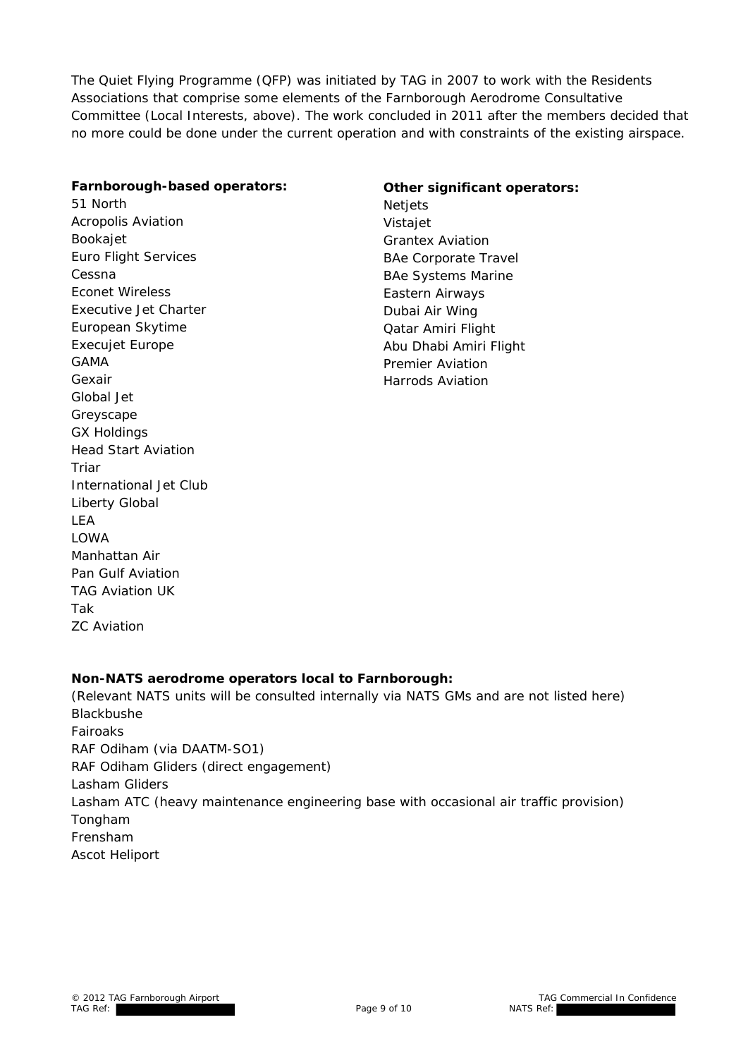The Quiet Flying Programme (QFP) was initiated by TAG in 2007 to work with the Residents Associations that comprise some elements of the Farnborough Aerodrome Consultative Committee (Local Interests, above). The work concluded in 2011 after the members decided that no more could be done under the current operation and with constraints of the existing airspace.

**Farnborough-based operators:**

51 North
Acropolis Aviation
Bookajet
Euro Flight Services
Cessna
Econet Wireless
Executive Jet Charter
European Skytime
Execujet Europe
GAMA
Gexair
Global Jet
Greyscape
GX Holdings
Head Start Aviation
Triar
International Jet Club
Liberty Global
LEA
LOWA
Manhattan Air
Pan Gulf Aviation
TAG Aviation UK
Tak
ZC Aviation

**Other significant operators:**

Netjets
Vistajet
Grantex Aviation
BAe Corporate Travel
BAe Systems Marine
Eastern Airways
Dubai Air Wing
Qatar Amiri Flight
Abu Dhabi Amiri Flight
Premier Aviation
Harrods Aviation

**Non-NATS aerodrome operators local to Farnborough:**

(Relevant NATS units will be consulted internally via NATS GMs and are not listed here)
Blackbushe
Fairoaks
RAF Odiham (via DAATM-SO1)
RAF Odiham Gliders (direct engagement)
Lasham Gliders
Lasham ATC (heavy maintenance engineering base with occasional air traffic provision)
Tongham
Frensham
Ascot Heliport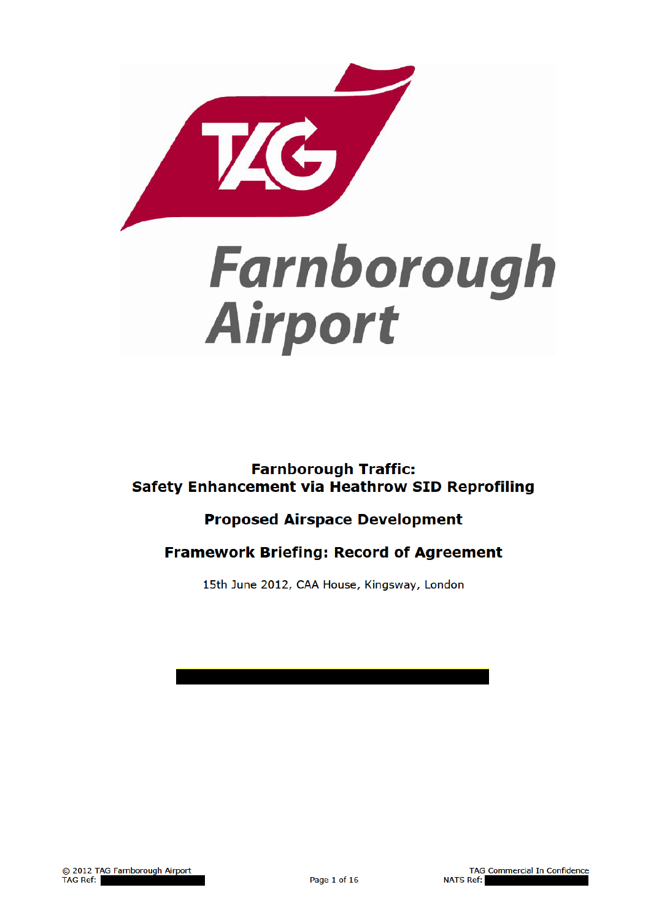# Farnborough Traffic: Safety Enhancement via Heathrow SID Reprofiling

## Proposed Airspace Development

## Framework Briefing: Record of Agreement

15th June 2012, CAA House, Kingsway, London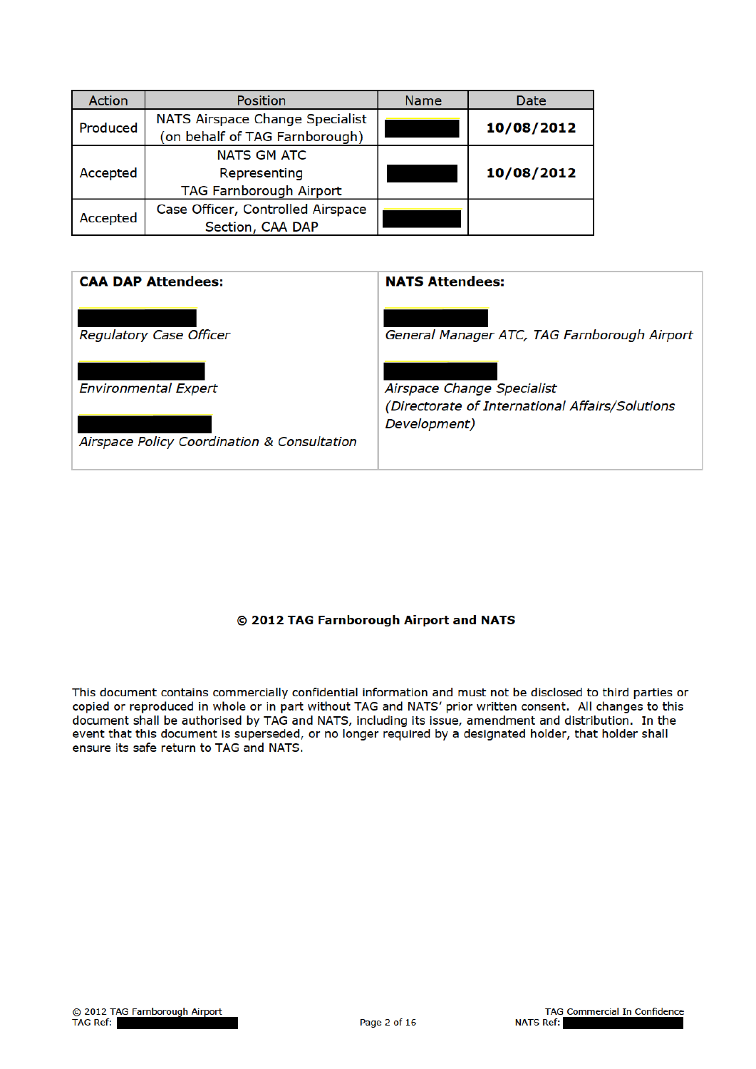| Action | Position | Name | Date |
|---|---|---|---|
| Produced | NATS Airspace Change Specialist (on behalf of TAG Farnborough) | [REDACTED] | **10/08/2012** |
| Accepted | NATS GM ATC Representing TAG Farnborough Airport | [REDACTED] | **10/08/2012** |
| Accepted | Case Officer, Controlled Airspace Section, CAA DAP | [REDACTED] | |

| **CAA DAP Attendees:** | **NATS Attendees:** |
|---|---|
| [REDACTED]<br>*Regulatory Case Officer* | [REDACTED]<br>*General Manager ATC, TAG Farnborough Airport* |
| [REDACTED]<br>*Environmental Expert* | [REDACTED]<br>*Airspace Change Specialist (Directorate of International Affairs/Solutions Development)* |
| [REDACTED]<br>*Airspace Policy Coordination & Consultation* | |

**© 2012 TAG Farnborough Airport and NATS**

This document contains commercially confidential information and must not be disclosed to third parties or copied or reproduced in whole or in part without TAG and NATS' prior written consent. All changes to this document shall be authorised by TAG and NATS, including its issue, amendment and distribution. In the event that this document is superseded, or no longer required by a designated holder, that holder shall ensure its safe return to TAG and NATS.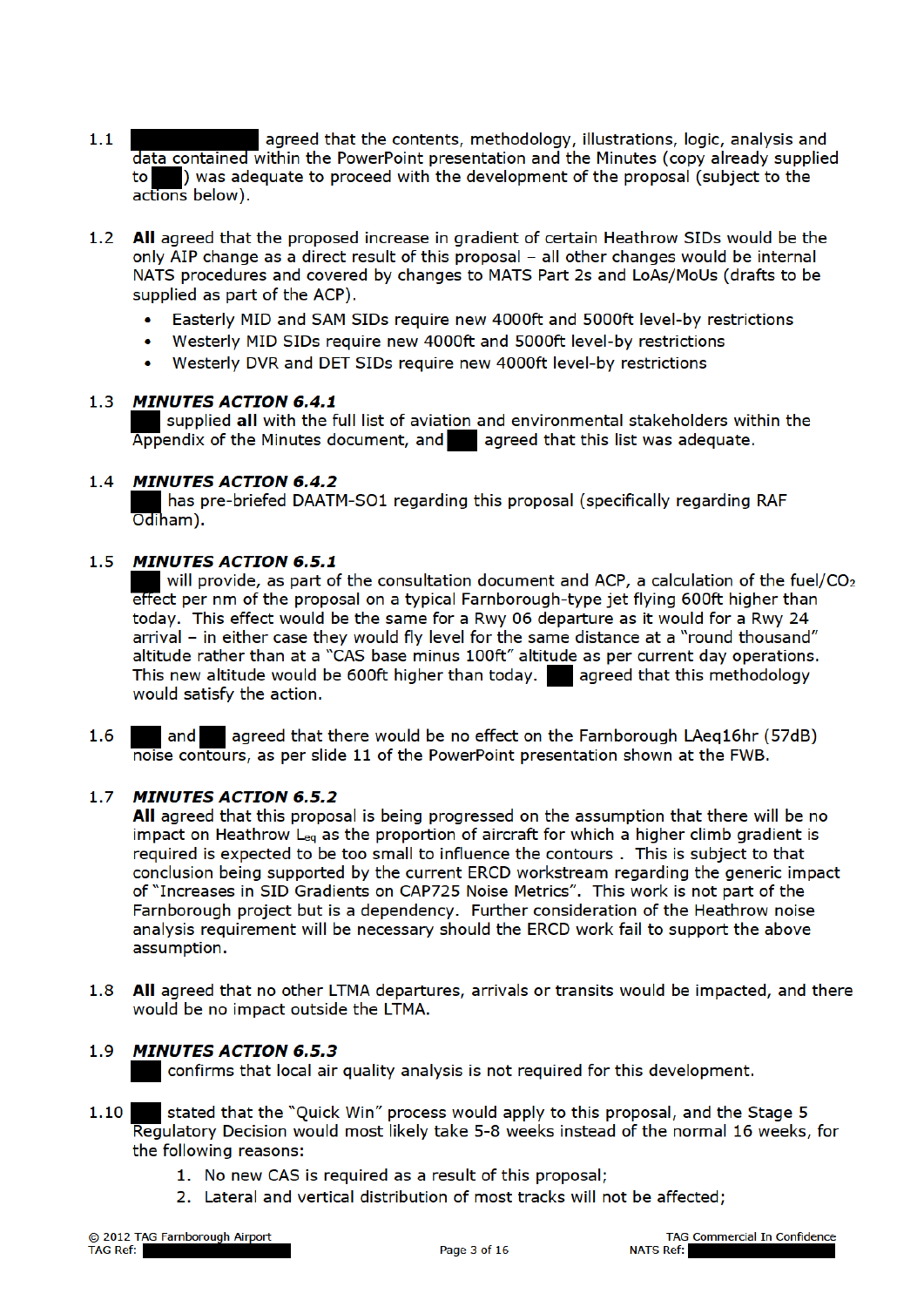1.1 ██████ agreed that the contents, methodology, illustrations, logic, analysis and data contained within the PowerPoint presentation and the Minutes (copy already supplied to ██) was adequate to proceed with the development of the proposal (subject to the actions below).

1.2 **All** agreed that the proposed increase in gradient of certain Heathrow SIDs would be the only AIP change as a direct result of this proposal – all other changes would be internal NATS procedures and covered by changes to MATS Part 2s and LoAs/MoUs (drafts to be supplied as part of the ACP).

- Easterly MID and SAM SIDs require new 4000ft and 5000ft level-by restrictions
- Westerly MID SIDs require new 4000ft and 5000ft level-by restrictions
- Westerly DVR and DET SIDs require new 4000ft level-by restrictions

1.3 ***MINUTES ACTION 6.4.1***
██ supplied **all** with the full list of aviation and environmental stakeholders within the Appendix of the Minutes document, and ██ agreed that this list was adequate.

1.4 ***MINUTES ACTION 6.4.2***
██ has pre-briefed DAATM-SO1 regarding this proposal (specifically regarding RAF Odiham).

1.5 ***MINUTES ACTION 6.5.1***
██ will provide, as part of the consultation document and ACP, a calculation of the fuel/$CO_2$ effect per nm of the proposal on a typical Farnborough-type jet flying 600ft higher than today. This effect would be the same for a Rwy 06 departure as it would for a Rwy 24 arrival – in either case they would fly level for the same distance at a "round thousand" altitude rather than at a "CAS base minus 100ft" altitude as per current day operations. This new altitude would be 600ft higher than today. ██ agreed that this methodology would satisfy the action.

1.6 ██ and ██ agreed that there would be no effect on the Farnborough LAeq16hr (57dB) noise contours, as per slide 11 of the PowerPoint presentation shown at the FWB.

1.7 ***MINUTES ACTION 6.5.2***
**All** agreed that this proposal is being progressed on the assumption that there will be no impact on Heathrow $L_{eq}$ as the proportion of aircraft for which a higher climb gradient is required is expected to be too small to influence the contours . This is subject to that conclusion being supported by the current ERCD workstream regarding the generic impact of "Increases in SID Gradients on CAP725 Noise Metrics". This work is not part of the Farnborough project but is a dependency. Further consideration of the Heathrow noise analysis requirement will be necessary should the ERCD work fail to support the above assumption.

1.8 **All** agreed that no other LTMA departures, arrivals or transits would be impacted, and there would be no impact outside the LTMA.

1.9 ***MINUTES ACTION 6.5.3***
██ confirms that local air quality analysis is not required for this development.

1.10 ██ stated that the "Quick Win" process would apply to this proposal, and the Stage 5 Regulatory Decision would most likely take 5-8 weeks instead of the normal 16 weeks, for the following reasons:

1. No new CAS is required as a result of this proposal;
2. Lateral and vertical distribution of most tracks will not be affected;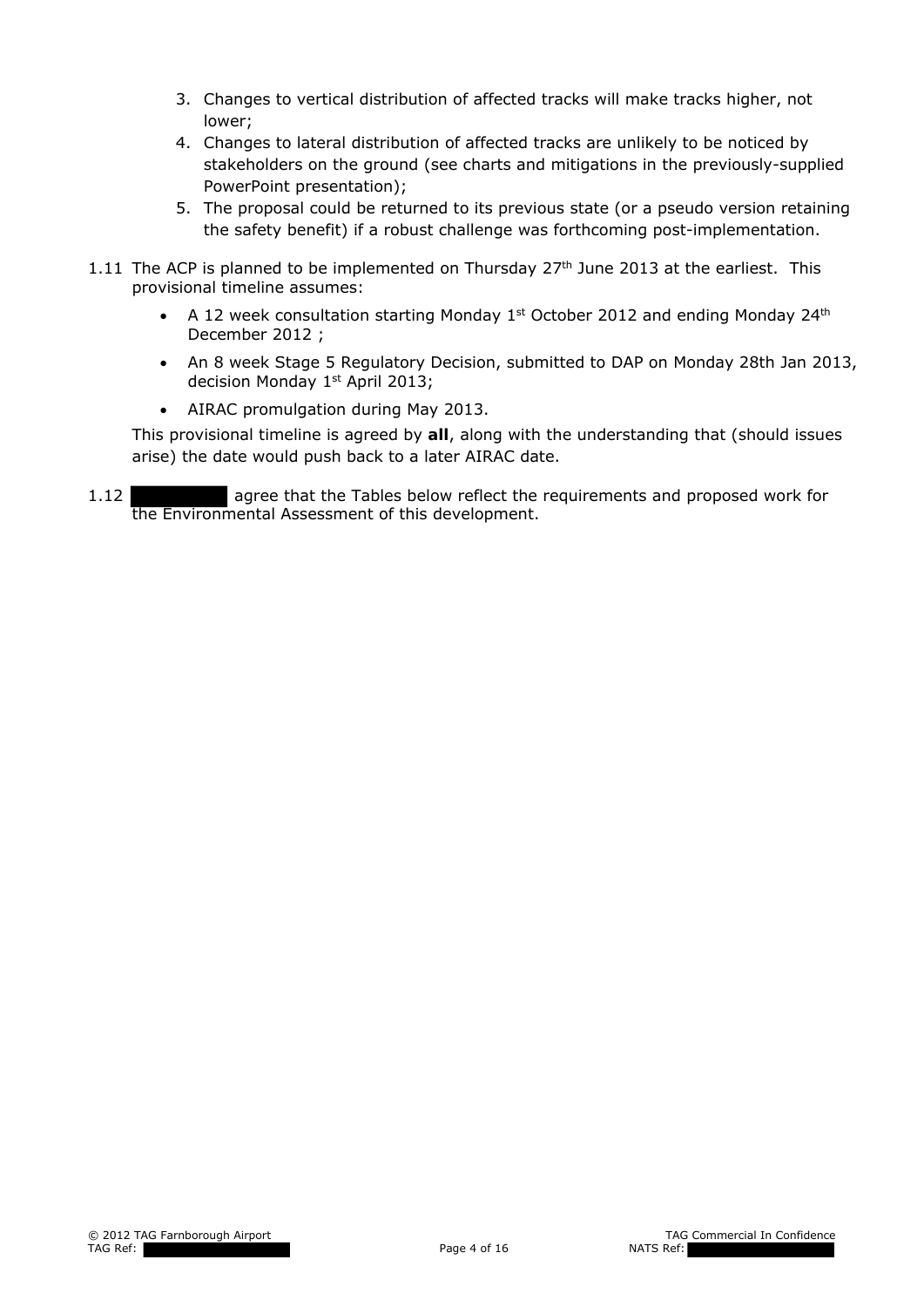3. Changes to vertical distribution of affected tracks will make tracks higher, not lower;
4. Changes to lateral distribution of affected tracks are unlikely to be noticed by stakeholders on the ground (see charts and mitigations in the previously-supplied PowerPoint presentation);
5. The proposal could be returned to its previous state (or a pseudo version retaining the safety benefit) if a robust challenge was forthcoming post-implementation.

1.11 The ACP is planned to be implemented on Thursday 27th June 2013 at the earliest. This provisional timeline assumes:

- A 12 week consultation starting Monday 1st October 2012 and ending Monday 24th December 2012 ;
- An 8 week Stage 5 Regulatory Decision, submitted to DAP on Monday 28th Jan 2013, decision Monday 1st April 2013;
- AIRAC promulgation during May 2013.

This provisional timeline is agreed by **all**, along with the understanding that (should issues arise) the date would push back to a later AIRAC date.

1.12 ██████████ agree that the Tables below reflect the requirements and proposed work for the Environmental Assessment of this development.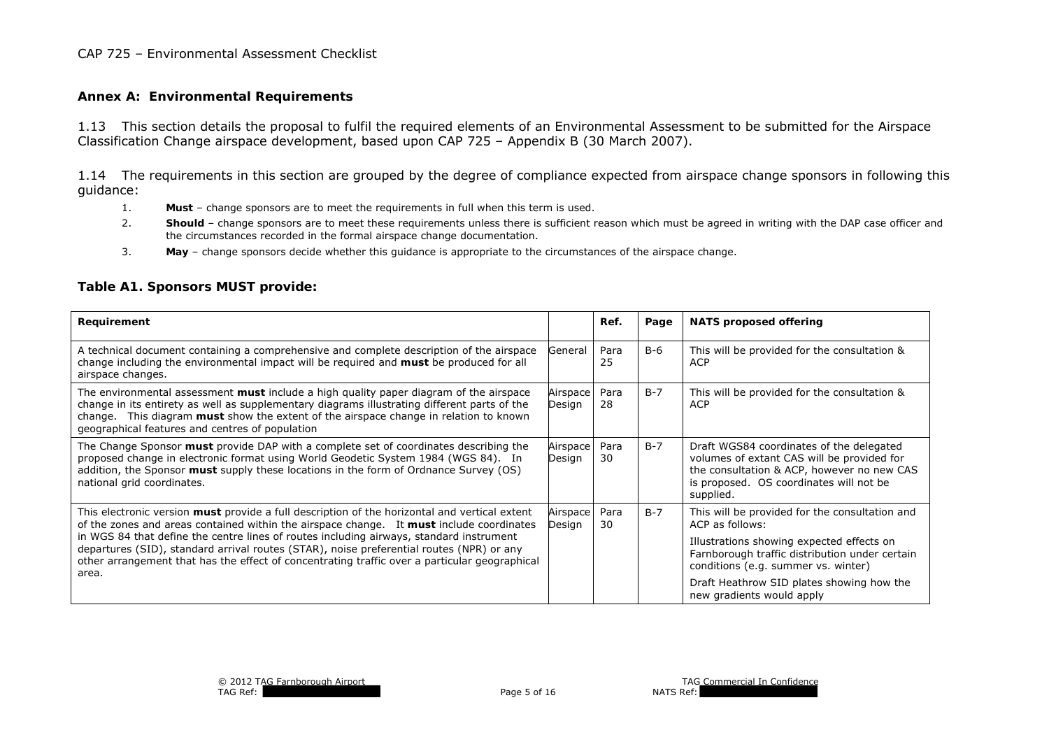## Annex A: Environmental Requirements

1.13 This section details the proposal to fulfil the required elements of an Environmental Assessment to be submitted for the Airspace Classification Change airspace development, based upon CAP 725 – Appendix B (30 March 2007).

1.14 The requirements in this section are grouped by the degree of compliance expected from airspace change sponsors in following this guidance:

1. **Must** – change sponsors are to meet the requirements in full when this term is used.
2. **Should** – change sponsors are to meet these requirements unless there is sufficient reason which must be agreed in writing with the DAP case officer and the circumstances recorded in the formal airspace change documentation.
3. **May** – change sponsors decide whether this guidance is appropriate to the circumstances of the airspace change.

### Table A1. Sponsors MUST provide:

| Requirement | | Ref. | Page | NATS proposed offering |
|---|---|---|---|---|
| A technical document containing a comprehensive and complete description of the airspace change including the environmental impact will be required and **must** be produced for all airspace changes. | General | Para 25 | B-6 | This will be provided for the consultation & ACP |
| The environmental assessment **must** include a high quality paper diagram of the airspace change in its entirety as well as supplementary diagrams illustrating different parts of the change. This diagram **must** show the extent of the airspace change in relation to known geographical features and centres of population | Airspace Design | Para 28 | B-7 | This will be provided for the consultation & ACP |
| The Change Sponsor **must** provide DAP with a complete set of coordinates describing the proposed change in electronic format using World Geodetic System 1984 (WGS 84). In addition, the Sponsor **must** supply these locations in the form of Ordnance Survey (OS) national grid coordinates. | Airspace Design | Para 30 | B-7 | Draft WGS84 coordinates of the delegated volumes of extant CAS will be provided for the consultation & ACP, however no new CAS is proposed. OS coordinates will not be supplied. |
| This electronic version **must** provide a full description of the horizontal and vertical extent of the zones and areas contained within the airspace change. It **must** include coordinates in WGS 84 that define the centre lines of routes including airways, standard instrument departures (SID), standard arrival routes (STAR), noise preferential routes (NPR) or any other arrangement that has the effect of concentrating traffic over a particular geographical area. | Airspace Design | Para 30 | B-7 | This will be provided for the consultation and ACP as follows:<br>Illustrations showing expected effects on Farnborough traffic distribution under certain conditions (e.g. summer vs. winter)<br>Draft Heathrow SID plates showing how the new gradients would apply |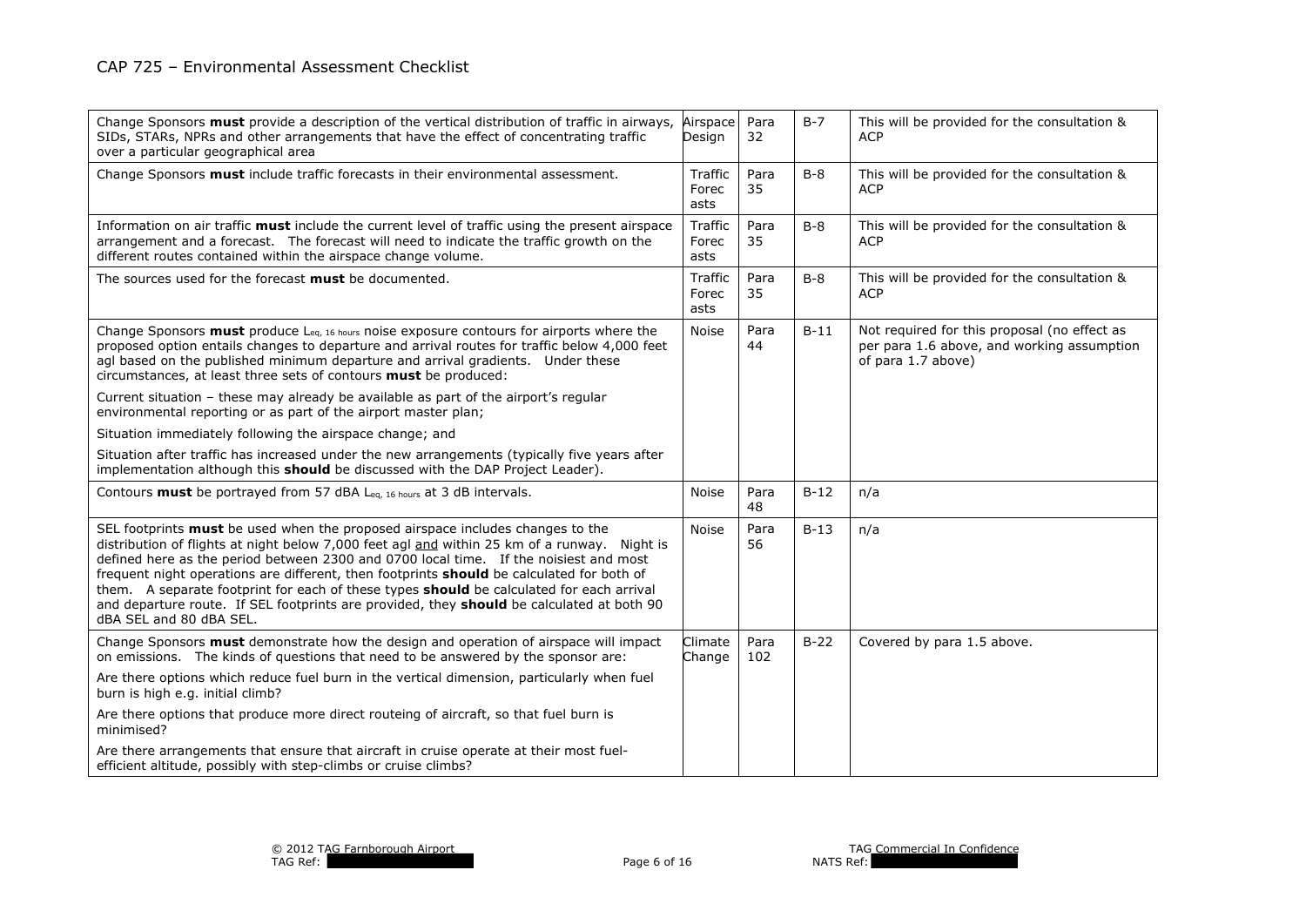| Change Sponsors **must** provide a description of the vertical distribution of traffic in airways, SIDs, STARs, NPRs and other arrangements that have the effect of concentrating traffic over a particular geographical area | Airspace Design | Para 32 | B-7 | This will be provided for the consultation & ACP |
|---|---|---|---|---|
| Change Sponsors **must** include traffic forecasts in their environmental assessment. | Traffic Forecasts | Para 35 | B-8 | This will be provided for the consultation & ACP |
| Information on air traffic **must** include the current level of traffic using the present airspace arrangement and a forecast. The forecast will need to indicate the traffic growth on the different routes contained within the airspace change volume. | Traffic Forecasts | Para 35 | B-8 | This will be provided for the consultation & ACP |
| The sources used for the forecast **must** be documented. | Traffic Forecasts | Para 35 | B-8 | This will be provided for the consultation & ACP |
| Change Sponsors **must** produce $L_{eq,\ 16\ hours}$ noise exposure contours for airports where the proposed option entails changes to departure and arrival routes for traffic below 4,000 feet agl based on the published minimum departure and arrival gradients. Under these circumstances, at least three sets of contours **must** be produced:<br>Current situation – these may already be available as part of the airport's regular environmental reporting or as part of the airport master plan;<br>Situation immediately following the airspace change; and<br>Situation after traffic has increased under the new arrangements (typically five years after implementation although this **should** be discussed with the DAP Project Leader). | Noise | Para 44 | B-11 | Not required for this proposal (no effect as per para 1.6 above, and working assumption of para 1.7 above) |
| Contours **must** be portrayed from 57 dBA $L_{eq,\ 16\ hours}$ at 3 dB intervals. | Noise | Para 48 | B-12 | n/a |
| SEL footprints **must** be used when the proposed airspace includes changes to the distribution of flights at night below 7,000 feet agl and within 25 km of a runway. Night is defined here as the period between 2300 and 0700 local time. If the noisiest and most frequent night operations are different, then footprints **should** be calculated for both of them. A separate footprint for each of these types **should** be calculated for each arrival and departure route. If SEL footprints are provided, they **should** be calculated at both 90 dBA SEL and 80 dBA SEL. | Noise | Para 56 | B-13 | n/a |
| Change Sponsors **must** demonstrate how the design and operation of airspace will impact on emissions. The kinds of questions that need to be answered by the sponsor are:<br>Are there options which reduce fuel burn in the vertical dimension, particularly when fuel burn is high e.g. initial climb?<br>Are there options that produce more direct routeing of aircraft, so that fuel burn is minimised?<br>Are there arrangements that ensure that aircraft in cruise operate at their most fuel-efficient altitude, possibly with step-climbs or cruise climbs? | Climate Change | Para 102 | B-22 | Covered by para 1.5 above. |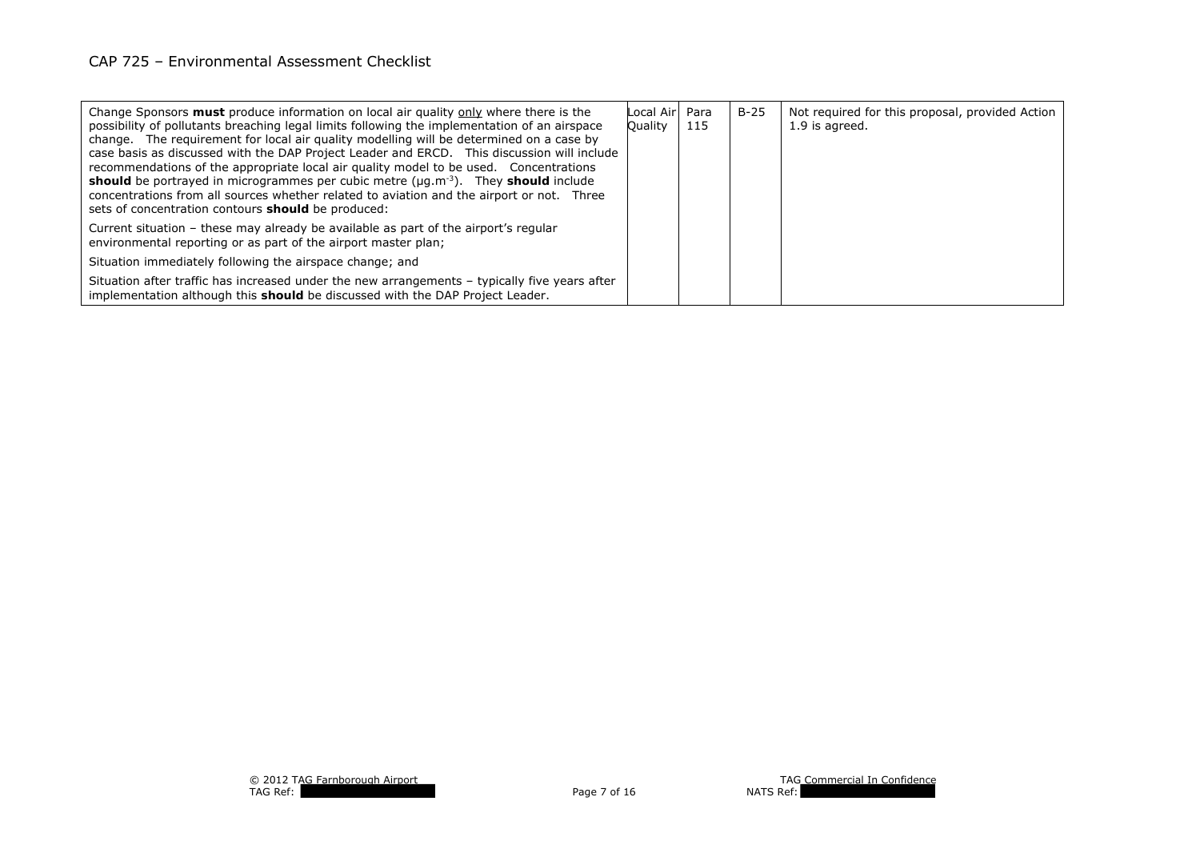| | | | | |
|---|---|---|---|---|
| Change Sponsors **must** produce information on local air quality <u>only</u> where there is the possibility of pollutants breaching legal limits following the implementation of an airspace change. The requirement for local air quality modelling will be determined on a case by case basis as discussed with the DAP Project Leader and ERCD. This discussion will include recommendations of the appropriate local air quality model to be used. Concentrations **should** be portrayed in microgrammes per cubic metre ($\mu g.m^{-3}$). They **should** include concentrations from all sources whether related to aviation and the airport or not. Three sets of concentration contours **should** be produced:<br><br>Current situation – these may already be available as part of the airport's regular environmental reporting or as part of the airport master plan;<br><br>Situation immediately following the airspace change; and<br><br>Situation after traffic has increased under the new arrangements – typically five years after implementation although this **should** be discussed with the DAP Project Leader. | Local Air Quality | Para 115 | B-25 | Not required for this proposal, provided Action 1.9 is agreed. |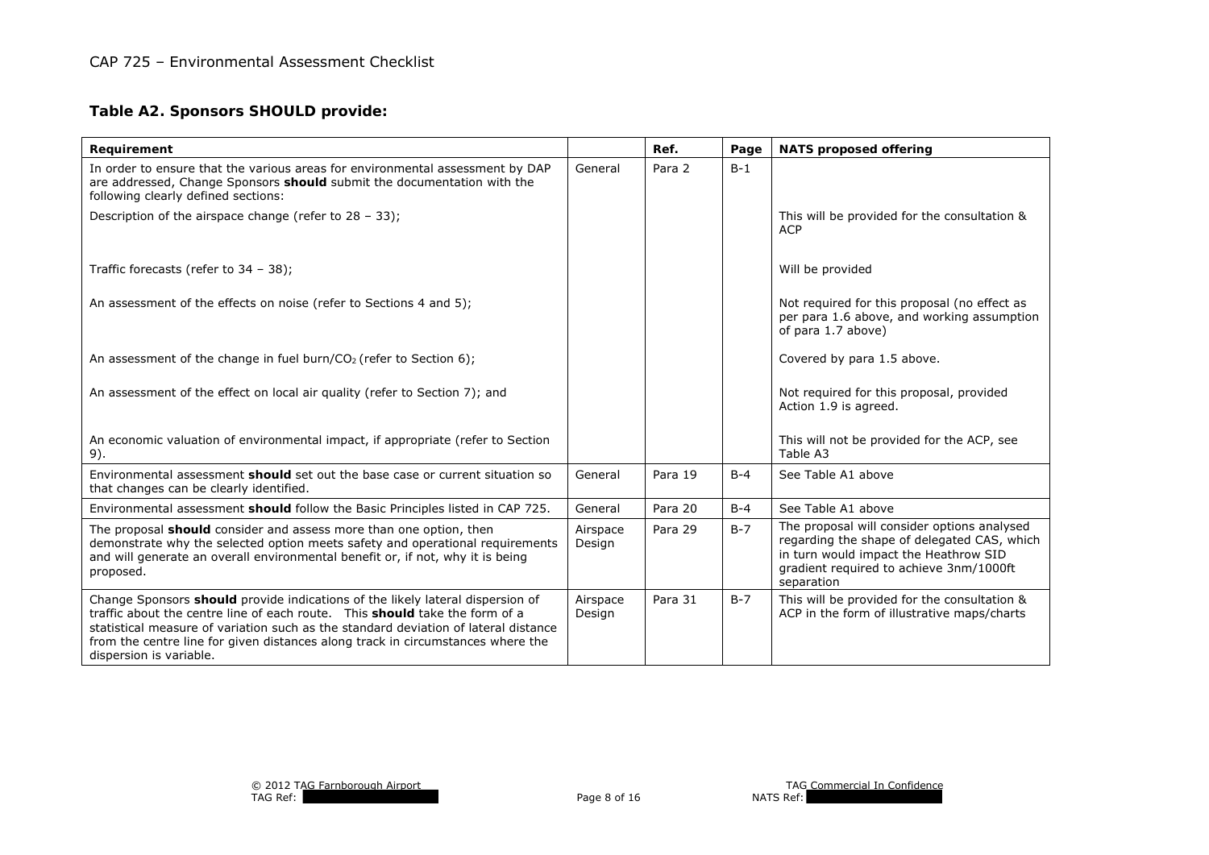### Table A2. Sponsors SHOULD provide:

| Requirement | | Ref. | Page | NATS proposed offering |
|---|---|---|---|---|
| In order to ensure that the various areas for environmental assessment by DAP are addressed, Change Sponsors **should** submit the documentation with the following clearly defined sections: | General | Para 2 | B-1 | |
| Description of the airspace change (refer to 28 – 33); | | | | This will be provided for the consultation & ACP |
| Traffic forecasts (refer to 34 – 38); | | | | Will be provided |
| An assessment of the effects on noise (refer to Sections 4 and 5); | | | | Not required for this proposal (no effect as per para 1.6 above, and working assumption of para 1.7 above) |
| An assessment of the change in fuel burn/$CO_2$ (refer to Section 6); | | | | Covered by para 1.5 above. |
| An assessment of the effect on local air quality (refer to Section 7); and | | | | Not required for this proposal, provided Action 1.9 is agreed. |
| An economic valuation of environmental impact, if appropriate (refer to Section 9). | | | | This will not be provided for the ACP, see Table A3 |
| Environmental assessment **should** set out the base case or current situation so that changes can be clearly identified. | General | Para 19 | B-4 | See Table A1 above |
| Environmental assessment **should** follow the Basic Principles listed in CAP 725. | General | Para 20 | B-4 | See Table A1 above |
| The proposal **should** consider and assess more than one option, then demonstrate why the selected option meets safety and operational requirements and will generate an overall environmental benefit or, if not, why it is being proposed. | Airspace Design | Para 29 | B-7 | The proposal will consider options analysed regarding the shape of delegated CAS, which in turn would impact the Heathrow SID gradient required to achieve 3nm/1000ft separation |
| Change Sponsors **should** provide indications of the likely lateral dispersion of traffic about the centre line of each route. This **should** take the form of a statistical measure of variation such as the standard deviation of lateral distance from the centre line for given distances along track in circumstances where the dispersion is variable. | Airspace Design | Para 31 | B-7 | This will be provided for the consultation & ACP in the form of illustrative maps/charts |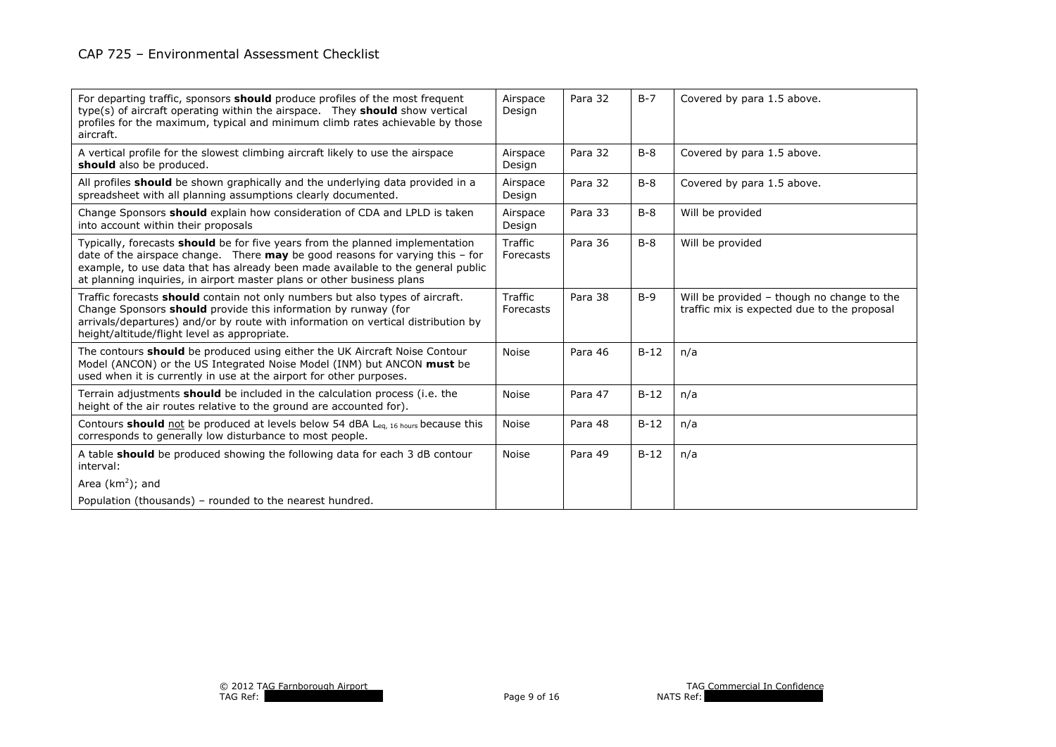| | | | | |
|---|---|---|---|---|
| For departing traffic, sponsors **should** produce profiles of the most frequent type(s) of aircraft operating within the airspace. They **should** show vertical profiles for the maximum, typical and minimum climb rates achievable by those aircraft. | Airspace Design | Para 32 | B-7 | Covered by para 1.5 above. |
| A vertical profile for the slowest climbing aircraft likely to use the airspace **should** also be produced. | Airspace Design | Para 32 | B-8 | Covered by para 1.5 above. |
| All profiles **should** be shown graphically and the underlying data provided in a spreadsheet with all planning assumptions clearly documented. | Airspace Design | Para 32 | B-8 | Covered by para 1.5 above. |
| Change Sponsors **should** explain how consideration of CDA and LPLD is taken into account within their proposals | Airspace Design | Para 33 | B-8 | Will be provided |
| Typically, forecasts **should** be for five years from the planned implementation date of the airspace change. There **may** be good reasons for varying this – for example, to use data that has already been made available to the general public at planning inquiries, in airport master plans or other business plans | Traffic Forecasts | Para 36 | B-8 | Will be provided |
| Traffic forecasts **should** contain not only numbers but also types of aircraft. Change Sponsors **should** provide this information by runway (for arrivals/departures) and/or by route with information on vertical distribution by height/altitude/flight level as appropriate. | Traffic Forecasts | Para 38 | B-9 | Will be provided – though no change to the traffic mix is expected due to the proposal |
| The contours **should** be produced using either the UK Aircraft Noise Contour Model (ANCON) or the US Integrated Noise Model (INM) but ANCON **must** be used when it is currently in use at the airport for other purposes. | Noise | Para 46 | B-12 | n/a |
| Terrain adjustments **should** be included in the calculation process (i.e. the height of the air routes relative to the ground are accounted for). | Noise | Para 47 | B-12 | n/a |
| Contours **should** not be produced at levels below 54 dBA $L_{eq,\ 16\ hours}$ because this corresponds to generally low disturbance to most people. | Noise | Para 48 | B-12 | n/a |
| A table **should** be produced showing the following data for each 3 dB contour interval:<br>Area ($km^2$); and<br>Population (thousands) – rounded to the nearest hundred. | Noise | Para 49 | B-12 | n/a |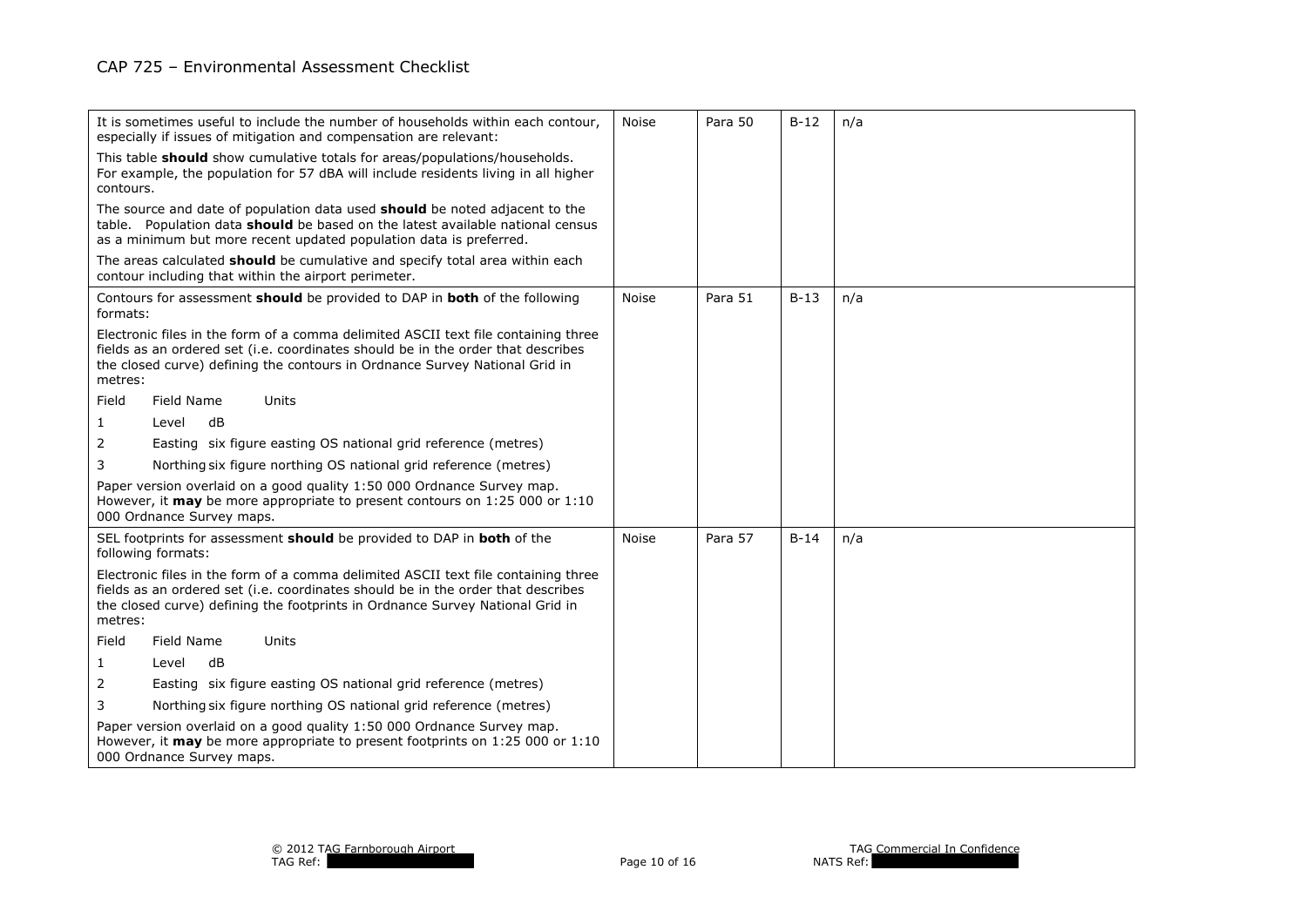| | | | | |
|---|---|---|---|---|
| It is sometimes useful to include the number of households within each contour, especially if issues of mitigation and compensation are relevant:<br><br>This table **should** show cumulative totals for areas/populations/households. For example, the population for 57 dBA will include residents living in all higher contours.<br><br>The source and date of population data used **should** be noted adjacent to the table. Population data **should** be based on the latest available national census as a minimum but more recent updated population data is preferred.<br><br>The areas calculated **should** be cumulative and specify total area within each contour including that within the airport perimeter. | Noise | Para 50 | B-12 | n/a |
| Contours for assessment **should** be provided to DAP in **both** of the following formats:<br><br>Electronic files in the form of a comma delimited ASCII text file containing three fields as an ordered set (i.e. coordinates should be in the order that describes the closed curve) defining the contours in Ordnance Survey National Grid in metres:<br><br>Field Field Name Units<br>1 Level dB<br>2 Easting six figure easting OS national grid reference (metres)<br>3 Northing six figure northing OS national grid reference (metres)<br><br>Paper version overlaid on a good quality 1:50 000 Ordnance Survey map. However, it **may** be more appropriate to present contours on 1:25 000 or 1:10 000 Ordnance Survey maps. | Noise | Para 51 | B-13 | n/a |
| SEL footprints for assessment **should** be provided to DAP in **both** of the following formats:<br><br>Electronic files in the form of a comma delimited ASCII text file containing three fields as an ordered set (i.e. coordinates should be in the order that describes the closed curve) defining the footprints in Ordnance Survey National Grid in metres:<br><br>Field Field Name Units<br>1 Level dB<br>2 Easting six figure easting OS national grid reference (metres)<br>3 Northing six figure northing OS national grid reference (metres)<br><br>Paper version overlaid on a good quality 1:50 000 Ordnance Survey map. However, it **may** be more appropriate to present footprints on 1:25 000 or 1:10 000 Ordnance Survey maps. | Noise | Para 57 | B-14 | n/a |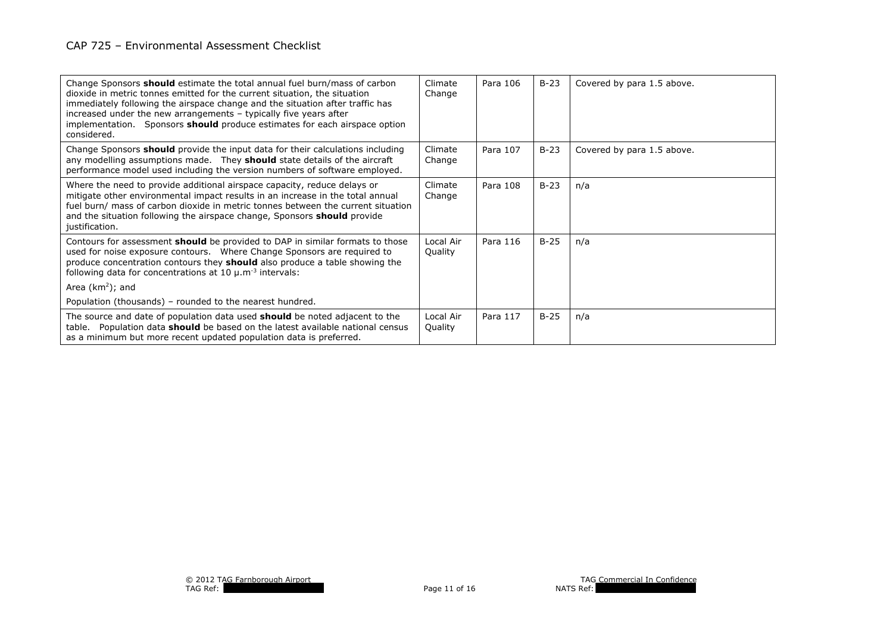| | | | | |
|---|---|---|---|---|
| Change Sponsors **should** estimate the total annual fuel burn/mass of carbon dioxide in metric tonnes emitted for the current situation, the situation immediately following the airspace change and the situation after traffic has increased under the new arrangements – typically five years after implementation. Sponsors **should** produce estimates for each airspace option considered. | Climate Change | Para 106 | B-23 | Covered by para 1.5 above. |
| Change Sponsors **should** provide the input data for their calculations including any modelling assumptions made. They **should** state details of the aircraft performance model used including the version numbers of software employed. | Climate Change | Para 107 | B-23 | Covered by para 1.5 above. |
| Where the need to provide additional airspace capacity, reduce delays or mitigate other environmental impact results in an increase in the total annual fuel burn/ mass of carbon dioxide in metric tonnes between the current situation and the situation following the airspace change, Sponsors **should** provide justification. | Climate Change | Para 108 | B-23 | n/a |
| Contours for assessment **should** be provided to DAP in similar formats to those used for noise exposure contours. Where Change Sponsors are required to produce concentration contours they **should** also produce a table showing the following data for concentrations at 10 $\mu.m^{-3}$ intervals:<br>Area ($km^2$); and<br>Population (thousands) – rounded to the nearest hundred. | Local Air Quality | Para 116 | B-25 | n/a |
| The source and date of population data used **should** be noted adjacent to the table. Population data **should** be based on the latest available national census as a minimum but more recent updated population data is preferred. | Local Air Quality | Para 117 | B-25 | n/a |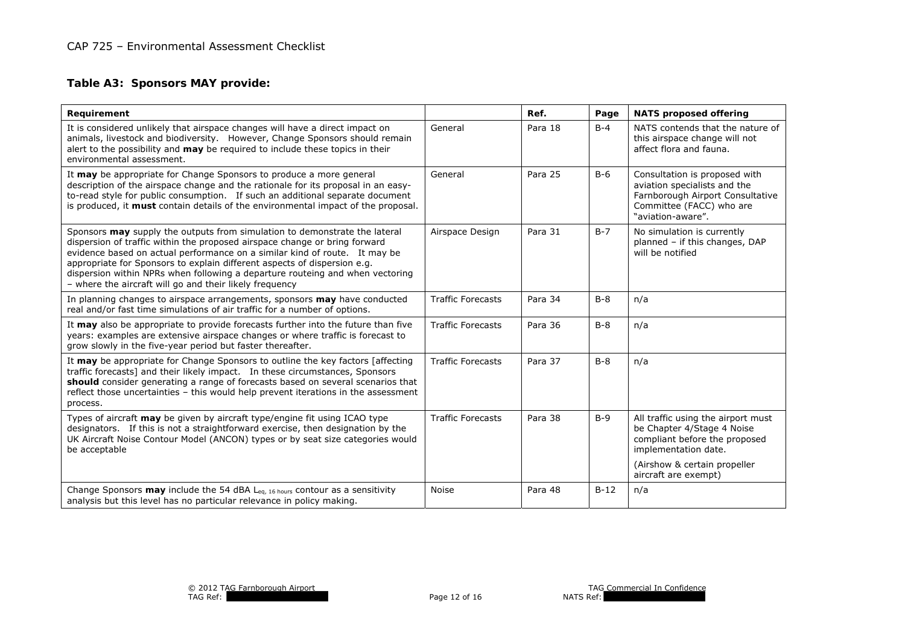### Table A3: Sponsors MAY provide:

| Requirement | | Ref. | Page | NATS proposed offering |
|---|---|---|---|---|
| It is considered unlikely that airspace changes will have a direct impact on animals, livestock and biodiversity. However, Change Sponsors should remain alert to the possibility and **may** be required to include these topics in their environmental assessment. | General | Para 18 | B-4 | NATS contends that the nature of this airspace change will not affect flora and fauna. |
| It **may** be appropriate for Change Sponsors to produce a more general description of the airspace change and the rationale for its proposal in an easy-to-read style for public consumption. If such an additional separate document is produced, it **must** contain details of the environmental impact of the proposal. | General | Para 25 | B-6 | Consultation is proposed with aviation specialists and the Farnborough Airport Consultative Committee (FACC) who are "aviation-aware". |
| Sponsors **may** supply the outputs from simulation to demonstrate the lateral dispersion of traffic within the proposed airspace change or bring forward evidence based on actual performance on a similar kind of route. It may be appropriate for Sponsors to explain different aspects of dispersion e.g. dispersion within NPRs when following a departure routeing and when vectoring – where the aircraft will go and their likely frequency | Airspace Design | Para 31 | B-7 | No simulation is currently planned – if this changes, DAP will be notified |
| In planning changes to airspace arrangements, sponsors **may** have conducted real and/or fast time simulations of air traffic for a number of options. | Traffic Forecasts | Para 34 | B-8 | n/a |
| It **may** also be appropriate to provide forecasts further into the future than five years: examples are extensive airspace changes or where traffic is forecast to grow slowly in the five-year period but faster thereafter. | Traffic Forecasts | Para 36 | B-8 | n/a |
| It **may** be appropriate for Change Sponsors to outline the key factors [affecting traffic forecasts] and their likely impact. In these circumstances, Sponsors **should** consider generating a range of forecasts based on several scenarios that reflect those uncertainties – this would help prevent iterations in the assessment process. | Traffic Forecasts | Para 37 | B-8 | n/a |
| Types of aircraft **may** be given by aircraft type/engine fit using ICAO type designators. If this is not a straightforward exercise, then designation by the UK Aircraft Noise Contour Model (ANCON) types or by seat size categories would be acceptable | Traffic Forecasts | Para 38 | B-9 | All traffic using the airport must be Chapter 4/Stage 4 Noise compliant before the proposed implementation date.<br><br>(Airshow & certain propeller aircraft are exempt) |
| Change Sponsors **may** include the 54 dBA $L_{eq,\ 16\ hours}$ contour as a sensitivity analysis but this level has no particular relevance in policy making. | Noise | Para 48 | B-12 | n/a |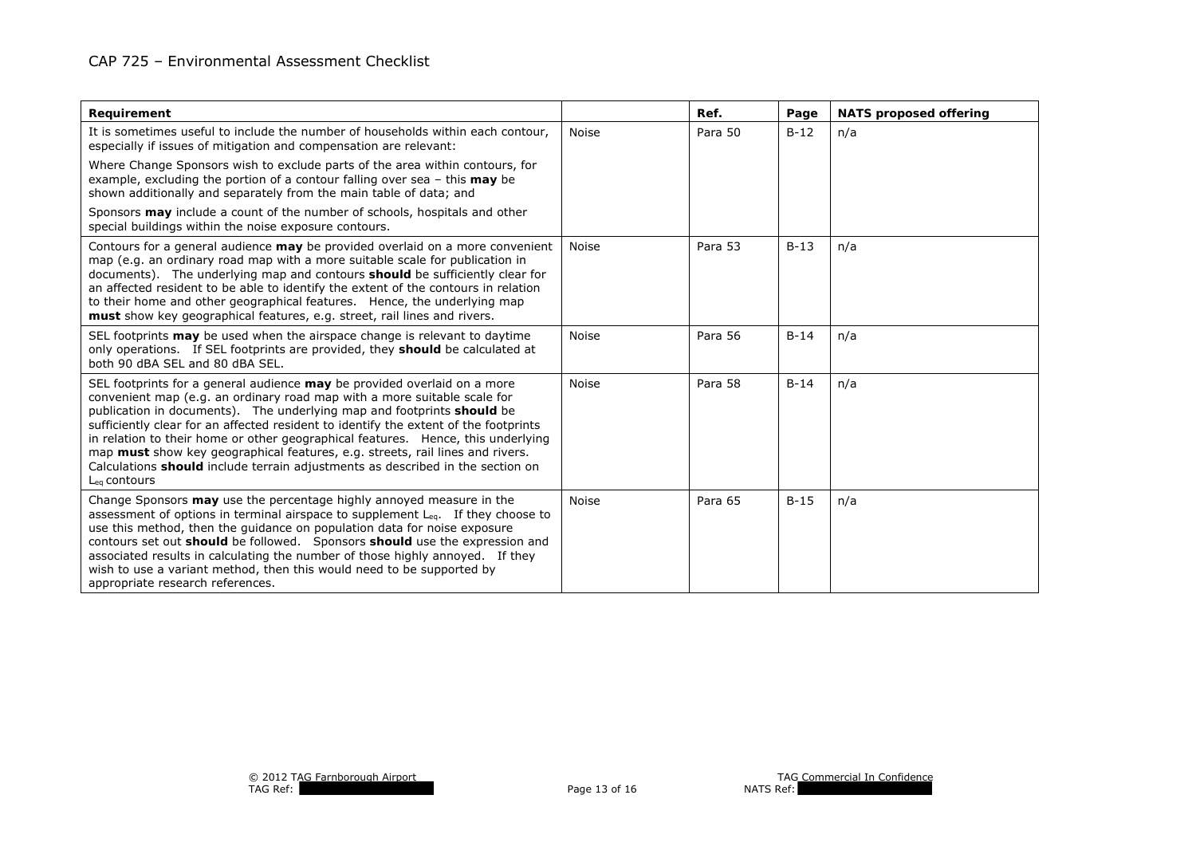| Requirement | | Ref. | Page | NATS proposed offering |
|---|---|---|---|---|
| It is sometimes useful to include the number of households within each contour, especially if issues of mitigation and compensation are relevant:<br><br>Where Change Sponsors wish to exclude parts of the area within contours, for example, excluding the portion of a contour falling over sea – this **may** be shown additionally and separately from the main table of data; and<br><br>Sponsors **may** include a count of the number of schools, hospitals and other special buildings within the noise exposure contours. | Noise | Para 50 | B-12 | n/a |
| Contours for a general audience **may** be provided overlaid on a more convenient map (e.g. an ordinary road map with a more suitable scale for publication in documents). The underlying map and contours **should** be sufficiently clear for an affected resident to be able to identify the extent of the contours in relation to their home and other geographical features. Hence, the underlying map **must** show key geographical features, e.g. street, rail lines and rivers. | Noise | Para 53 | B-13 | n/a |
| SEL footprints **may** be used when the airspace change is relevant to daytime only operations. If SEL footprints are provided, they **should** be calculated at both 90 dBA SEL and 80 dBA SEL. | Noise | Para 56 | B-14 | n/a |
| SEL footprints for a general audience **may** be provided overlaid on a more convenient map (e.g. an ordinary road map with a more suitable scale for publication in documents). The underlying map and footprints **should** be sufficiently clear for an affected resident to identify the extent of the footprints in relation to their home or other geographical features. Hence, this underlying map **must** show key geographical features, e.g. streets, rail lines and rivers. Calculations **should** include terrain adjustments as described in the section on $L_{eq}$ contours | Noise | Para 58 | B-14 | n/a |
| Change Sponsors **may** use the percentage highly annoyed measure in the assessment of options in terminal airspace to supplement $L_{eq}$. If they choose to use this method, then the guidance on population data for noise exposure contours set out **should** be followed. Sponsors **should** use the expression and associated results in calculating the number of those highly annoyed. If they wish to use a variant method, then this would need to be supported by appropriate research references. | Noise | Para 65 | B-15 | n/a |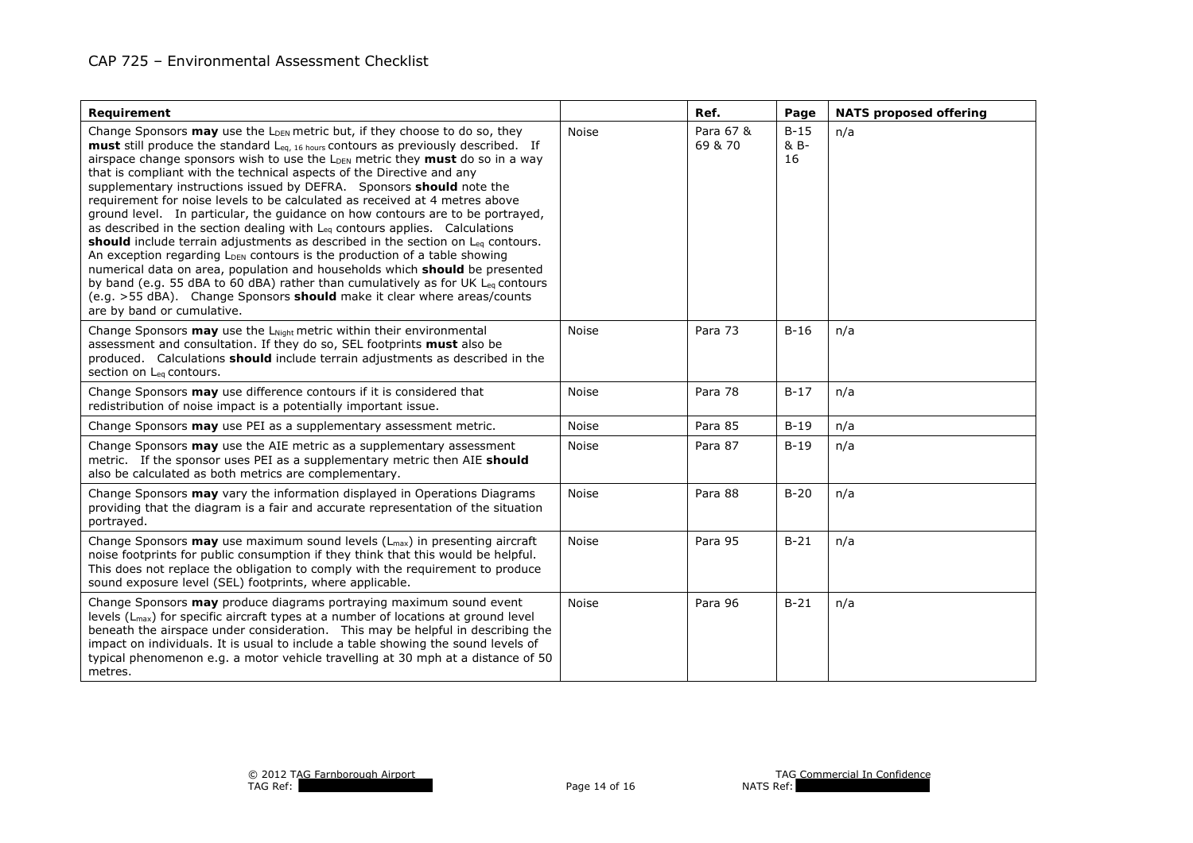| Requirement | | Ref. | Page | NATS proposed offering |
|---|---|---|---|---|
| Change Sponsors **may** use the $L_{DEN}$ metric but, if they choose to do so, they **must** still produce the standard $L_{eq,\ 16\ hours}$ contours as previously described. If airspace change sponsors wish to use the $L_{DEN}$ metric they **must** do so in a way that is compliant with the technical aspects of the Directive and any supplementary instructions issued by DEFRA. Sponsors **should** note the requirement for noise levels to be calculated as received at 4 metres above ground level. In particular, the guidance on how contours are to be portrayed, as described in the section dealing with $L_{eq}$ contours applies. Calculations **should** include terrain adjustments as described in the section on $L_{eq}$ contours. An exception regarding $L_{DEN}$ contours is the production of a table showing numerical data on area, population and households which **should** be presented by band (e.g. 55 dBA to 60 dBA) rather than cumulatively as for UK $L_{eq}$ contours (e.g. >55 dBA). Change Sponsors **should** make it clear where areas/counts are by band or cumulative. | Noise | Para 67 & 69 & 70 | B-15 & B-16 | n/a |
| Change Sponsors **may** use the $L_{Night}$ metric within their environmental assessment and consultation. If they do so, SEL footprints **must** also be produced. Calculations **should** include terrain adjustments as described in the section on $L_{eq}$ contours. | Noise | Para 73 | B-16 | n/a |
| Change Sponsors **may** use difference contours if it is considered that redistribution of noise impact is a potentially important issue. | Noise | Para 78 | B-17 | n/a |
| Change Sponsors **may** use PEI as a supplementary assessment metric. | Noise | Para 85 | B-19 | n/a |
| Change Sponsors **may** use the AIE metric as a supplementary assessment metric. If the sponsor uses PEI as a supplementary metric then AIE **should** also be calculated as both metrics are complementary. | Noise | Para 87 | B-19 | n/a |
| Change Sponsors **may** vary the information displayed in Operations Diagrams providing that the diagram is a fair and accurate representation of the situation portrayed. | Noise | Para 88 | B-20 | n/a |
| Change Sponsors **may** use maximum sound levels ($L_{max}$) in presenting aircraft noise footprints for public consumption if they think that this would be helpful. This does not replace the obligation to comply with the requirement to produce sound exposure level (SEL) footprints, where applicable. | Noise | Para 95 | B-21 | n/a |
| Change Sponsors **may** produce diagrams portraying maximum sound event levels ($L_{max}$) for specific aircraft types at a number of locations at ground level beneath the airspace under consideration. This may be helpful in describing the impact on individuals. It is usual to include a table showing the sound levels of typical phenomenon e.g. a motor vehicle travelling at 30 mph at a distance of 50 metres. | Noise | Para 96 | B-21 | n/a |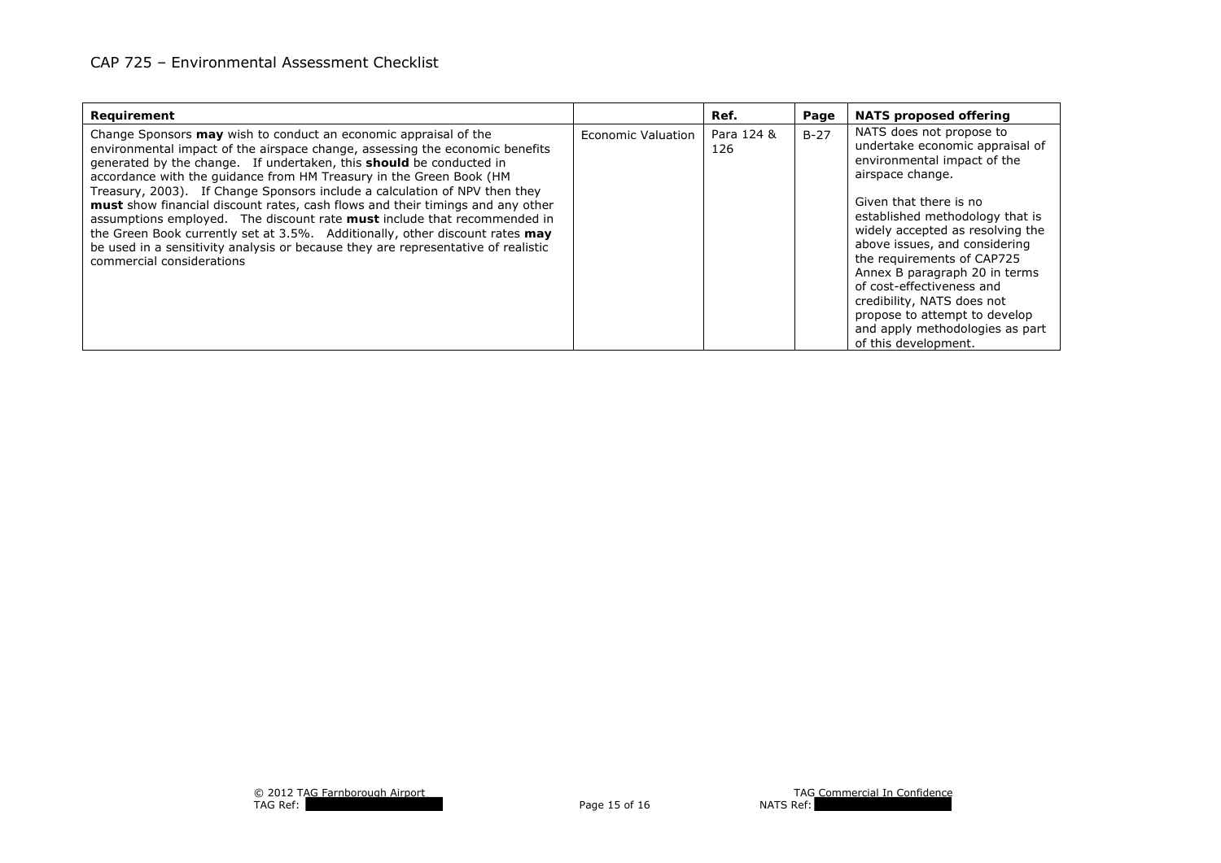| Requirement | | Ref. | Page | NATS proposed offering |
|---|---|---|---|---|
| Change Sponsors **may** wish to conduct an economic appraisal of the environmental impact of the airspace change, assessing the economic benefits generated by the change. If undertaken, this **should** be conducted in accordance with the guidance from HM Treasury in the Green Book (HM Treasury, 2003). If Change Sponsors include a calculation of NPV then they **must** show financial discount rates, cash flows and their timings and any other assumptions employed. The discount rate **must** include that recommended in the Green Book currently set at 3.5%. Additionally, other discount rates **may** be used in a sensitivity analysis or because they are representative of realistic commercial considerations | Economic Valuation | Para 124 & 126 | B-27 | NATS does not propose to undertake economic appraisal of environmental impact of the airspace change.<br><br>Given that there is no established methodology that is widely accepted as resolving the above issues, and considering the requirements of CAP725 Annex B paragraph 20 in terms of cost-effectiveness and credibility, NATS does not propose to attempt to develop and apply methodologies as part of this development. |